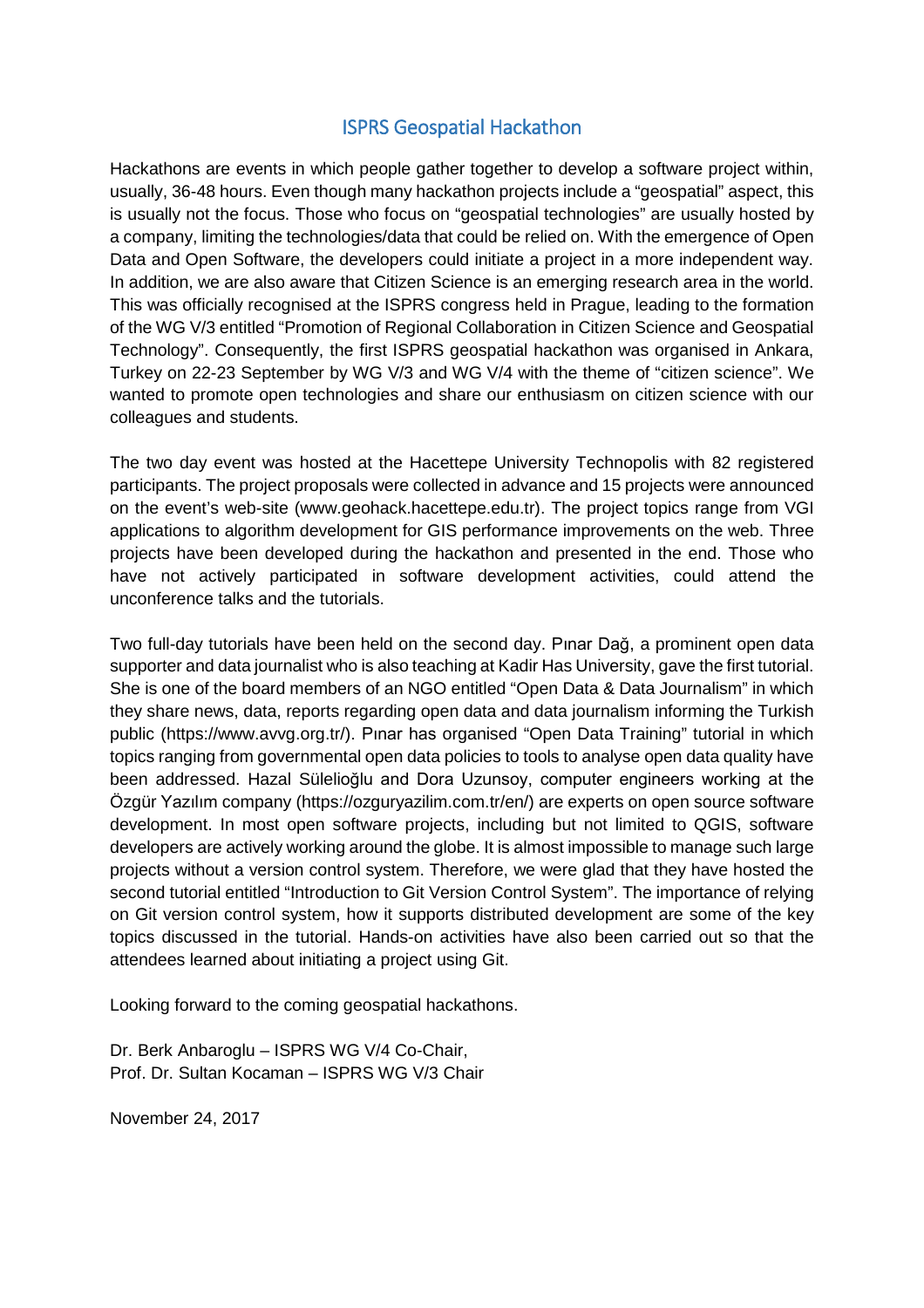## ISPRS Geospatial Hackathon

Hackathons are events in which people gather together to develop a software project within, usually, 36-48 hours. Even though many hackathon projects include a "geospatial" aspect, this is usually not the focus. Those who focus on "geospatial technologies" are usually hosted by a company, limiting the technologies/data that could be relied on. With the emergence of Open Data and Open Software, the developers could initiate a project in a more independent way. In addition, we are also aware that Citizen Science is an emerging research area in the world. This was officially recognised at the ISPRS congress held in Prague, leading to the formation of the WG V/3 entitled "Promotion of Regional Collaboration in Citizen Science and Geospatial Technology". Consequently, the first ISPRS geospatial hackathon was organised in Ankara, Turkey on 22-23 September by WG V/3 and WG V/4 with the theme of "citizen science". We wanted to promote open technologies and share our enthusiasm on citizen science with our colleagues and students.

The two day event was hosted at the Hacettepe University Technopolis with 82 registered participants. The project proposals were collected in advance and 15 projects were announced on the event's web-site (www.geohack.hacettepe.edu.tr). The project topics range from VGI applications to algorithm development for GIS performance improvements on the web. Three projects have been developed during the hackathon and presented in the end. Those who have not actively participated in software development activities, could attend the unconference talks and the tutorials.

Two full-day tutorials have been held on the second day. Pınar Dağ, a prominent open data supporter and data journalist who is also teaching at Kadir Has University, gave the first tutorial. She is one of the board members of an NGO entitled "Open Data & Data Journalism" in which they share news, data, reports regarding open data and data journalism informing the Turkish public (https://www.avvg.org.tr/). Pınar has organised "Open Data Training" tutorial in which topics ranging from governmental open data policies to tools to analyse open data quality have been addressed. Hazal Sülelioğlu and Dora Uzunsoy, computer engineers working at the Özgür Yazılım company (https://ozguryazilim.com.tr/en/) are experts on open source software development. In most open software projects, including but not limited to QGIS, software developers are actively working around the globe. It is almost impossible to manage such large projects without a version control system. Therefore, we were glad that they have hosted the second tutorial entitled "Introduction to Git Version Control System". The importance of relying on Git version control system, how it supports distributed development are some of the key topics discussed in the tutorial. Hands-on activities have also been carried out so that the attendees learned about initiating a project using Git.

Looking forward to the coming geospatial hackathons.

Dr. Berk Anbaroglu – ISPRS WG V/4 Co-Chair,
Prof. Dr. Sultan Kocaman – ISPRS WG V/3 Chair

November 24, 2017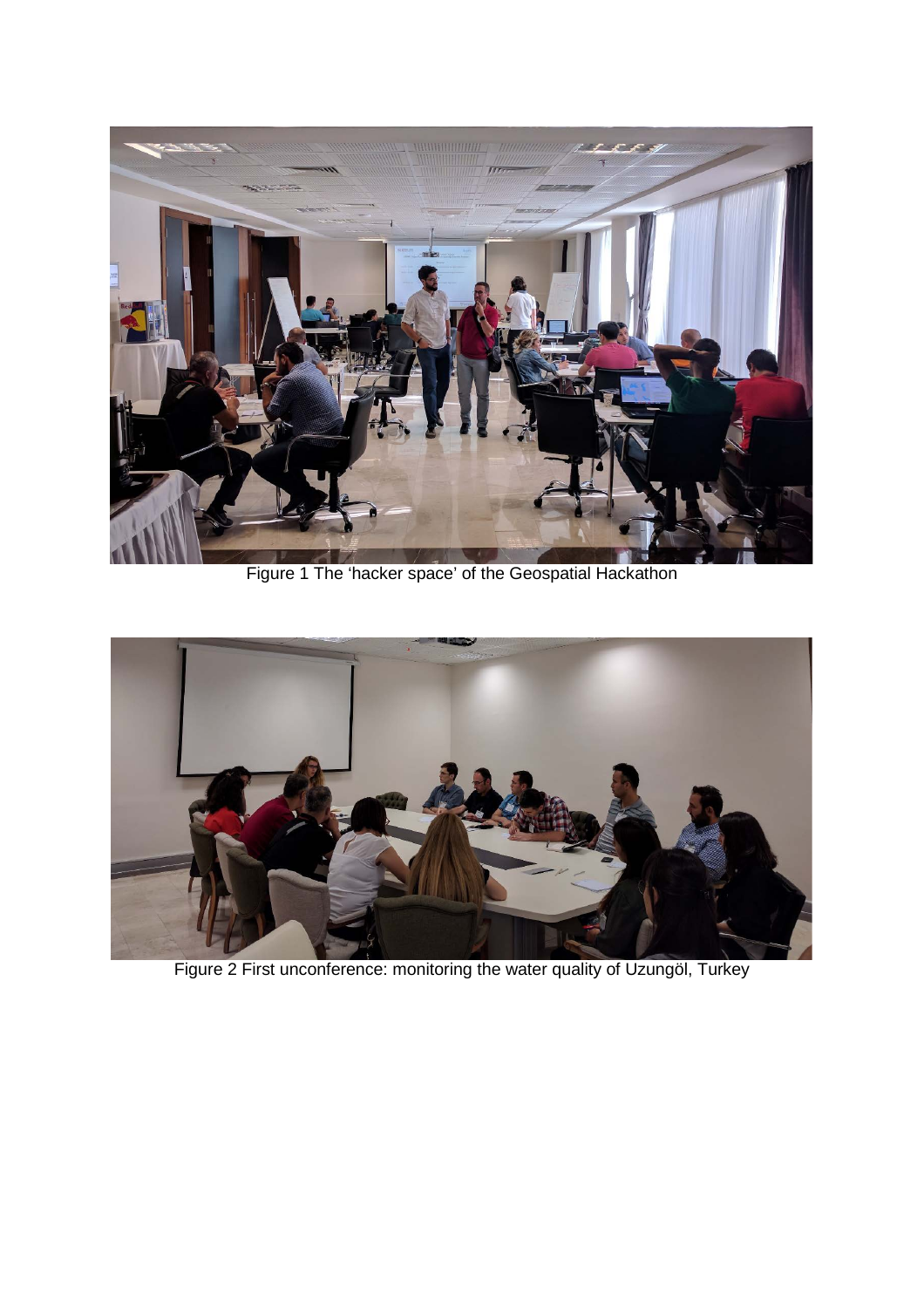Figure 1 The 'hacker space' of the Geospatial Hackathon

Figure 2 First unconference: monitoring the water quality of Uzungöl, Turkey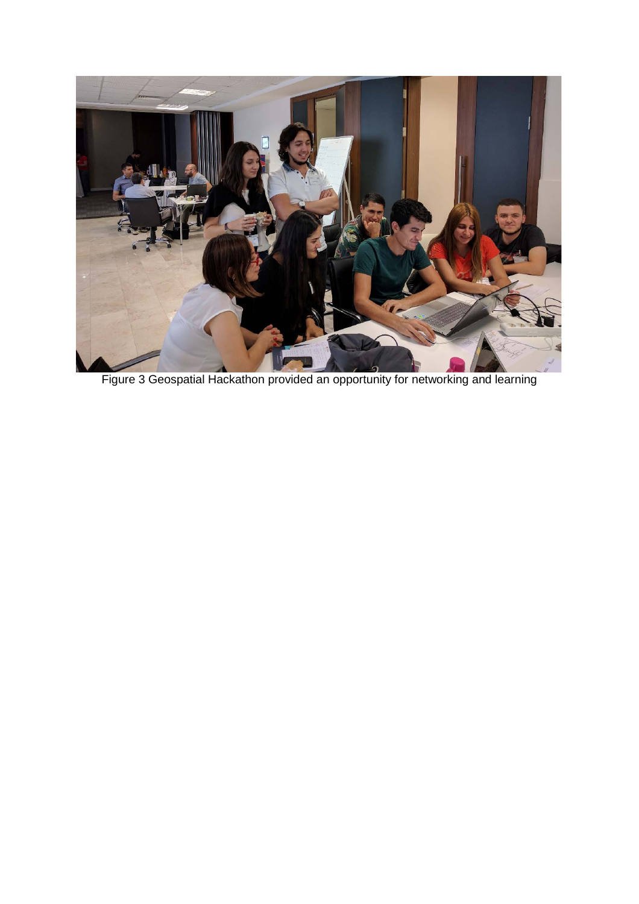Figure 3 Geospatial Hackathon provided an opportunity for networking and learning